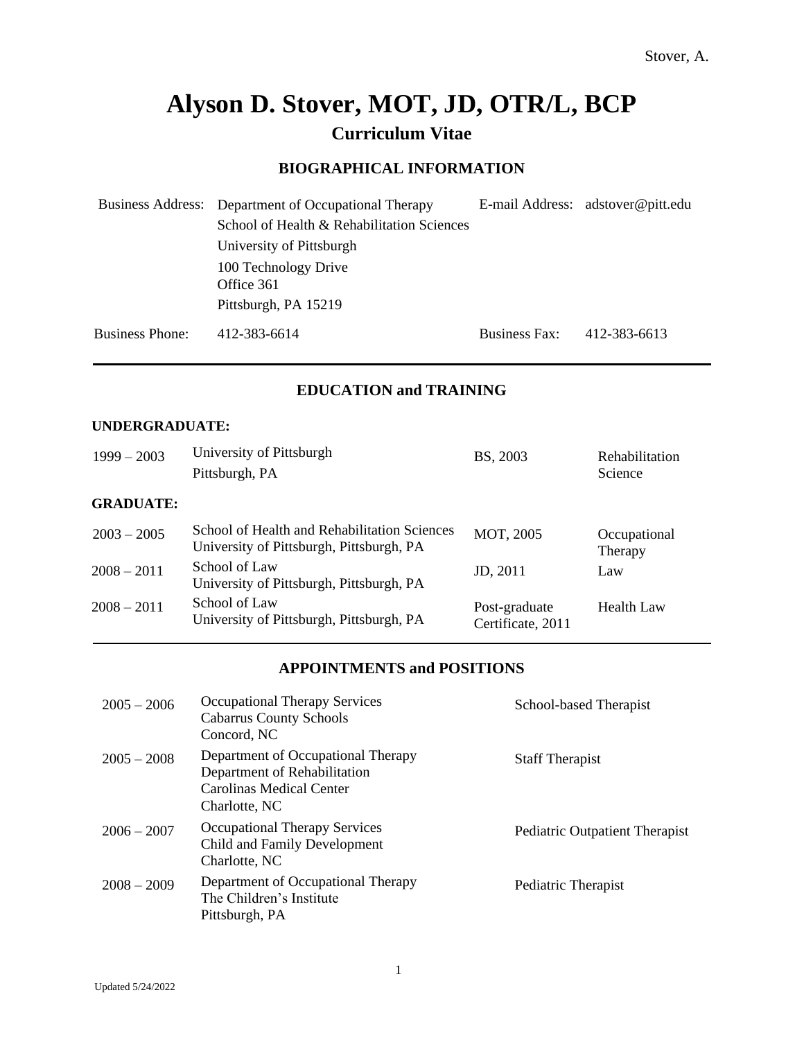# Alyson D. Stover, MOT, JD, OTR/L, BCP

## Curriculum Vitae

### BIOGRAPHICAL INFORMATION

| | | | |
|---|---|---|---|
| Business Address: | Department of Occupational Therapy<br>School of Health & Rehabilitation Sciences<br>University of Pittsburgh<br>100 Technology Drive<br>Office 361<br>Pittsburgh, PA 15219 | E-mail Address: | adstover@pitt.edu |
| Business Phone: | 412-383-6614 | Business Fax: | 412-383-6613 |

### EDUCATION and TRAINING

**UNDERGRADUATE:**

| | | | |
|---|---|---|---|
| 1999 – 2003 | University of Pittsburgh<br>Pittsburgh, PA | BS, 2003 | Rehabilitation Science |

**GRADUATE:**

| | | | |
|---|---|---|---|
| 2003 – 2005 | School of Health and Rehabilitation Sciences<br>University of Pittsburgh, Pittsburgh, PA | MOT, 2005 | Occupational Therapy |
| 2008 – 2011 | School of Law<br>University of Pittsburgh, Pittsburgh, PA | JD, 2011 | Law |
| 2008 – 2011 | School of Law<br>University of Pittsburgh, Pittsburgh, PA | Post-graduate Certificate, 2011 | Health Law |

### APPOINTMENTS and POSITIONS

| | | |
|---|---|---|
| 2005 – 2006 | Occupational Therapy Services<br>Cabarrus County Schools<br>Concord, NC | School-based Therapist |
| 2005 – 2008 | Department of Occupational Therapy<br>Department of Rehabilitation<br>Carolinas Medical Center<br>Charlotte, NC | Staff Therapist |
| 2006 – 2007 | Occupational Therapy Services<br>Child and Family Development<br>Charlotte, NC | Pediatric Outpatient Therapist |
| 2008 – 2009 | Department of Occupational Therapy<br>The Children's Institute<br>Pittsburgh, PA | Pediatric Therapist |

Updated 5/24/2022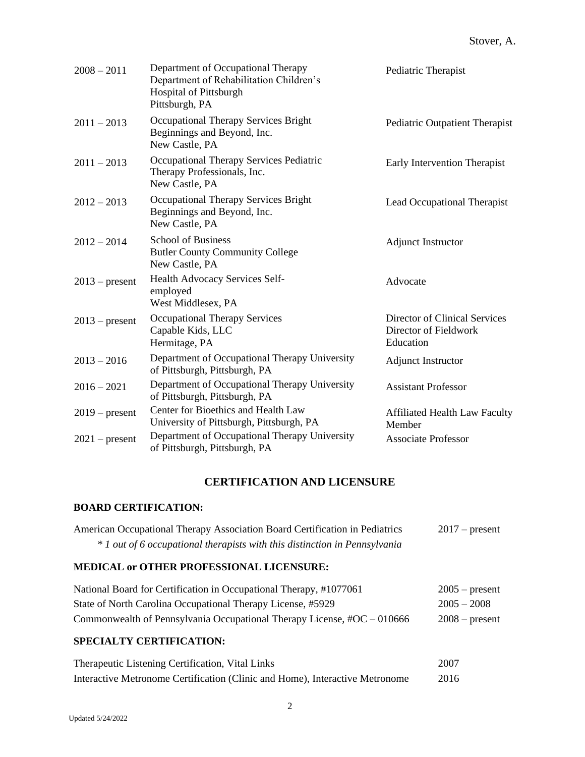| | | |
|---|---|---|
| 2008 – 2011 | Department of Occupational Therapy Department of Rehabilitation Children's Hospital of Pittsburgh Pittsburgh, PA | Pediatric Therapist |
| 2011 – 2013 | Occupational Therapy Services Bright Beginnings and Beyond, Inc. New Castle, PA | Pediatric Outpatient Therapist |
| 2011 – 2013 | Occupational Therapy Services Pediatric Therapy Professionals, Inc. New Castle, PA | Early Intervention Therapist |
| 2012 – 2013 | Occupational Therapy Services Bright Beginnings and Beyond, Inc. New Castle, PA | Lead Occupational Therapist |
| 2012 – 2014 | School of Business Butler County Community College New Castle, PA | Adjunct Instructor |
| 2013 – present | Health Advocacy Services Self-employed West Middlesex, PA | Advocate |
| 2013 – present | Occupational Therapy Services Capable Kids, LLC Hermitage, PA | Director of Clinical Services Director of Fieldwork Education |
| 2013 – 2016 | Department of Occupational Therapy University of Pittsburgh, Pittsburgh, PA | Adjunct Instructor |
| 2016 – 2021 | Department of Occupational Therapy University of Pittsburgh, Pittsburgh, PA | Assistant Professor |
| 2019 – present | Center for Bioethics and Health Law University of Pittsburgh, Pittsburgh, PA | Affiliated Health Law Faculty Member |
| 2021 – present | Department of Occupational Therapy University of Pittsburgh, Pittsburgh, PA | Associate Professor |

## CERTIFICATION AND LICENSURE

### BOARD CERTIFICATION:

| | |
|---|---|
| American Occupational Therapy Association Board Certification in Pediatrics<br>*\* 1 out of 6 occupational therapists with this distinction in Pennsylvania* | 2017 – present |

### MEDICAL or OTHER PROFESSIONAL LICENSURE:

| | |
|---|---|
| National Board for Certification in Occupational Therapy, #1077061 | 2005 – present |
| State of North Carolina Occupational Therapy License, #5929 | 2005 – 2008 |
| Commonwealth of Pennsylvania Occupational Therapy License, #OC – 010666 | 2008 – present |

### SPECIALTY CERTIFICATION:

| | |
|---|---|
| Therapeutic Listening Certification, Vital Links | 2007 |
| Interactive Metronome Certification (Clinic and Home), Interactive Metronome | 2016 |

Updated 5/24/2022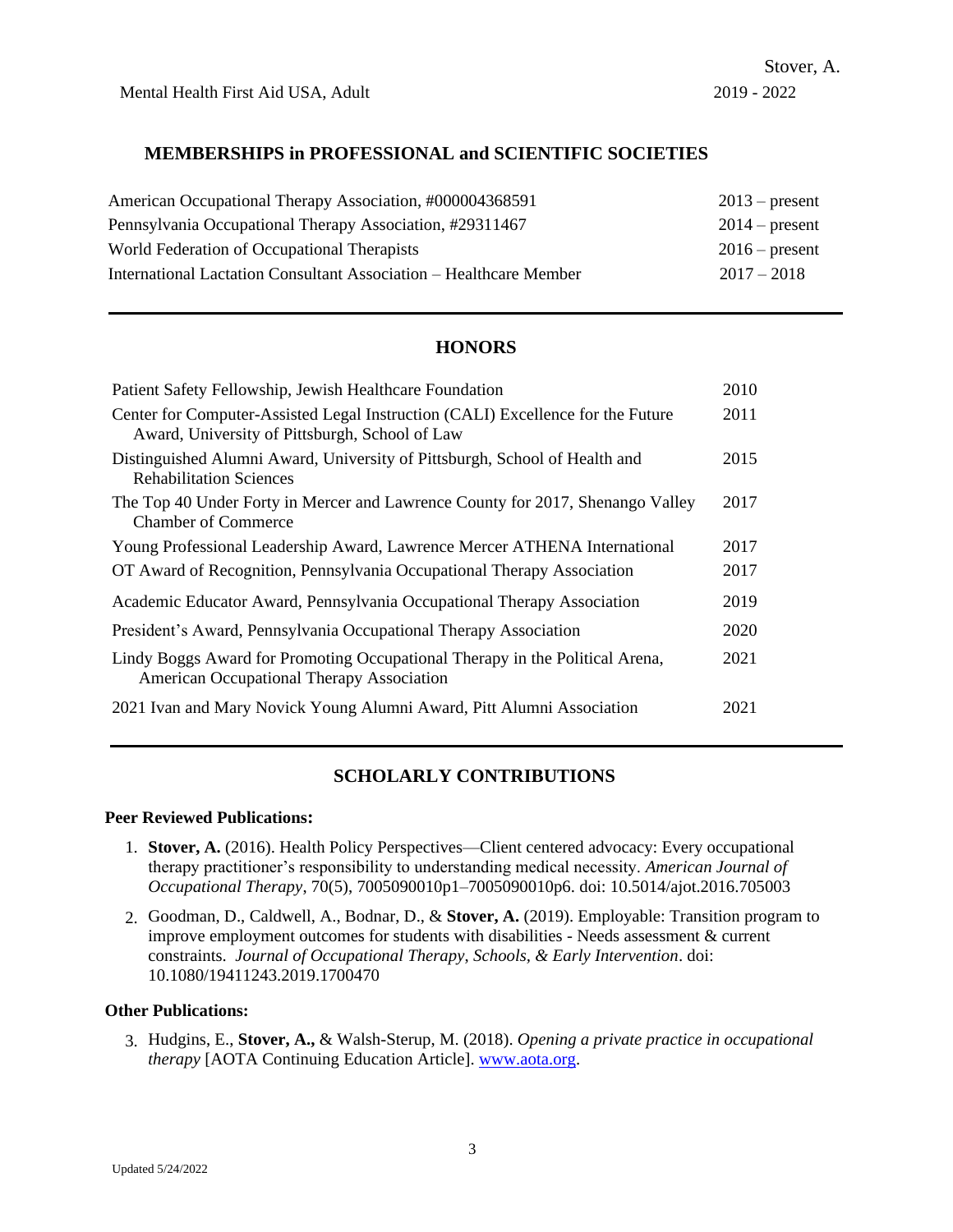| | |
|---|---|
| Mental Health First Aid USA, Adult | 2019 - 2022 |

## MEMBERSHIPS in PROFESSIONAL and SCIENTIFIC SOCIETIES

| | |
|---|---|
| American Occupational Therapy Association, #000004368591 | 2013 – present |
| Pennsylvania Occupational Therapy Association, #29311467 | 2014 – present |
| World Federation of Occupational Therapists | 2016 – present |
| International Lactation Consultant Association – Healthcare Member | 2017 – 2018 |

## HONORS

| | |
|---|---|
| Patient Safety Fellowship, Jewish Healthcare Foundation | 2010 |
| Center for Computer-Assisted Legal Instruction (CALI) Excellence for the Future Award, University of Pittsburgh, School of Law | 2011 |
| Distinguished Alumni Award, University of Pittsburgh, School of Health and Rehabilitation Sciences | 2015 |
| The Top 40 Under Forty in Mercer and Lawrence County for 2017, Shenango Valley Chamber of Commerce | 2017 |
| Young Professional Leadership Award, Lawrence Mercer ATHENA International | 2017 |
| OT Award of Recognition, Pennsylvania Occupational Therapy Association | 2017 |
| Academic Educator Award, Pennsylvania Occupational Therapy Association | 2019 |
| President's Award, Pennsylvania Occupational Therapy Association | 2020 |
| Lindy Boggs Award for Promoting Occupational Therapy in the Political Arena, American Occupational Therapy Association | 2021 |
| 2021 Ivan and Mary Novick Young Alumni Award, Pitt Alumni Association | 2021 |

## SCHOLARLY CONTRIBUTIONS

**Peer Reviewed Publications:**

1. **Stover, A.** (2016). Health Policy Perspectives—Client centered advocacy: Every occupational therapy practitioner's responsibility to understanding medical necessity. *American Journal of Occupational Therapy*, 70(5), 7005090010p1–7005090010p6. doi: 10.5014/ajot.2016.705003
2. Goodman, D., Caldwell, A., Bodnar, D., & **Stover, A.** (2019). Employable: Transition program to improve employment outcomes for students with disabilities - Needs assessment & current constraints. *Journal of Occupational Therapy, Schools, & Early Intervention*. doi: 10.1080/19411243.2019.1700470

**Other Publications:**

3. Hudgins, E., **Stover, A.,** & Walsh-Sterup, M. (2018). *Opening a private practice in occupational therapy* [AOTA Continuing Education Article]. [www.aota.org](www.aota.org).

Updated 5/24/2022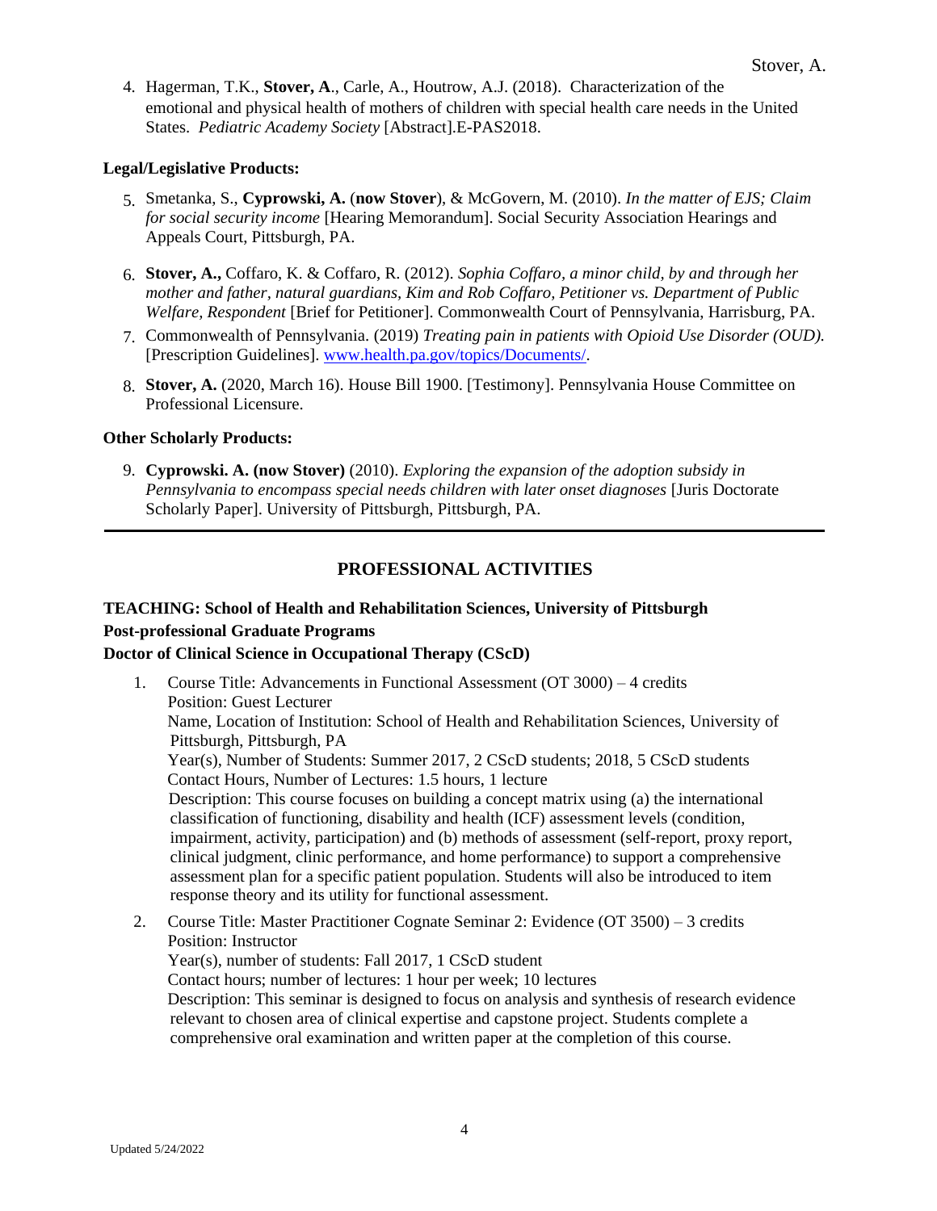4. Hagerman, T.K., **Stover, A**., Carle, A., Houtrow, A.J. (2018). Characterization of the emotional and physical health of mothers of children with special health care needs in the United States. *Pediatric Academy Society* [Abstract].E-PAS2018.

**Legal/Legislative Products:**

5. Smetanka, S., **Cyprowski, A.** (**now Stover**), & McGovern, M. (2010). *In the matter of EJS; Claim for social security income* [Hearing Memorandum]. Social Security Association Hearings and Appeals Court, Pittsburgh, PA.

6. **Stover, A.,** Coffaro, K. & Coffaro, R. (2012). *Sophia Coffaro, a minor child, by and through her mother and father, natural guardians, Kim and Rob Coffaro, Petitioner vs. Department of Public Welfare, Respondent* [Brief for Petitioner]. Commonwealth Court of Pennsylvania, Harrisburg, PA.

7. Commonwealth of Pennsylvania. (2019) *Treating pain in patients with Opioid Use Disorder (OUD).* [Prescription Guidelines]. www.health.pa.gov/topics/Documents/.

8. **Stover, A.** (2020, March 16). House Bill 1900. [Testimony]. Pennsylvania House Committee on Professional Licensure.

**Other Scholarly Products:**

9. **Cyprowski. A. (now Stover)** (2010). *Exploring the expansion of the adoption subsidy in Pennsylvania to encompass special needs children with later onset diagnoses* [Juris Doctorate Scholarly Paper]. University of Pittsburgh, Pittsburgh, PA.

---

## PROFESSIONAL ACTIVITIES

**TEACHING: School of Health and Rehabilitation Sciences, University of Pittsburgh**
**Post-professional Graduate Programs**
**Doctor of Clinical Science in Occupational Therapy (CScD)**

1. Course Title: Advancements in Functional Assessment (OT 3000) – 4 credits
   Position: Guest Lecturer
   Name, Location of Institution: School of Health and Rehabilitation Sciences, University of Pittsburgh, Pittsburgh, PA
   Year(s), Number of Students: Summer 2017, 2 CScD students; 2018, 5 CScD students
   Contact Hours, Number of Lectures: 1.5 hours, 1 lecture
   Description: This course focuses on building a concept matrix using (a) the international classification of functioning, disability and health (ICF) assessment levels (condition, impairment, activity, participation) and (b) methods of assessment (self-report, proxy report, clinical judgment, clinic performance, and home performance) to support a comprehensive assessment plan for a specific patient population. Students will also be introduced to item response theory and its utility for functional assessment.

2. Course Title: Master Practitioner Cognate Seminar 2: Evidence (OT 3500) – 3 credits
   Position: Instructor
   Year(s), number of students: Fall 2017, 1 CScD student
   Contact hours; number of lectures: 1 hour per week; 10 lectures
   Description: This seminar is designed to focus on analysis and synthesis of research evidence relevant to chosen area of clinical expertise and capstone project. Students complete a comprehensive oral examination and written paper at the completion of this course.

Updated 5/24/2022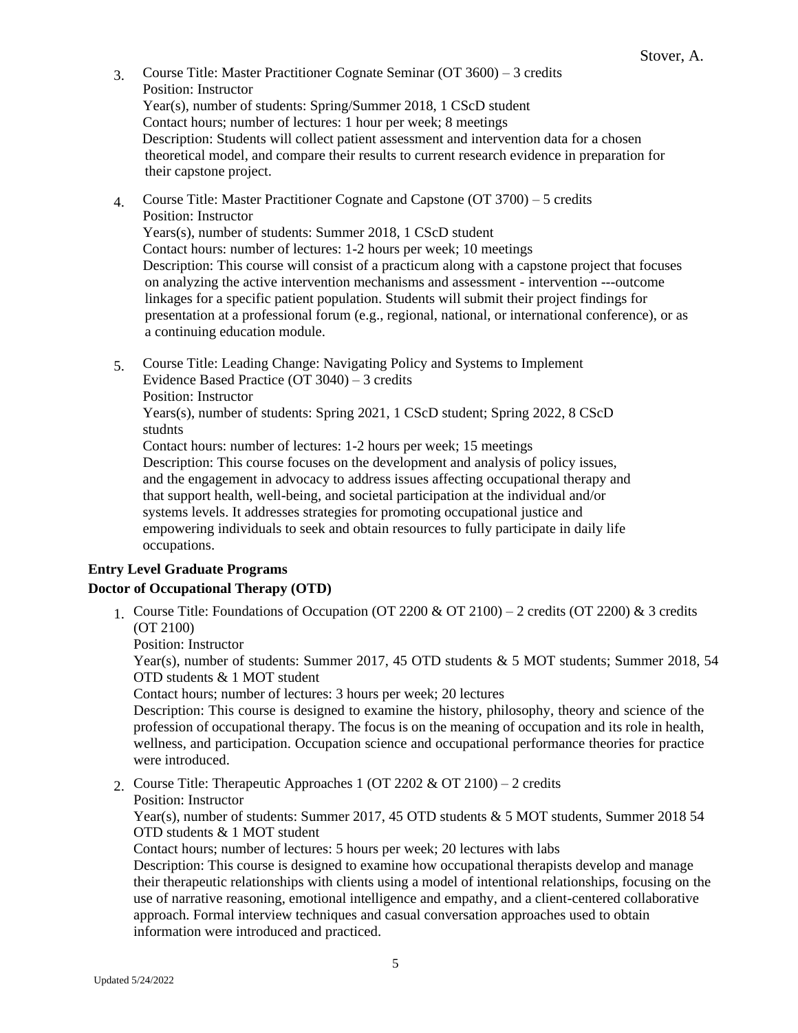3. Course Title: Master Practitioner Cognate Seminar (OT 3600) – 3 credits
   Position: Instructor
   Year(s), number of students: Spring/Summer 2018, 1 CScD student
   Contact hours; number of lectures: 1 hour per week; 8 meetings
   Description: Students will collect patient assessment and intervention data for a chosen theoretical model, and compare their results to current research evidence in preparation for their capstone project.

4. Course Title: Master Practitioner Cognate and Capstone (OT 3700) – 5 credits
   Position: Instructor
   Years(s), number of students: Summer 2018, 1 CScD student
   Contact hours: number of lectures: 1-2 hours per week; 10 meetings
   Description: This course will consist of a practicum along with a capstone project that focuses on analyzing the active intervention mechanisms and assessment - intervention ---outcome linkages for a specific patient population. Students will submit their project findings for presentation at a professional forum (e.g., regional, national, or international conference), or as a continuing education module.

5. Course Title: Leading Change: Navigating Policy and Systems to Implement Evidence Based Practice (OT 3040) – 3 credits
   Position: Instructor
   Years(s), number of students: Spring 2021, 1 CScD student; Spring 2022, 8 CScD studnts
   Contact hours: number of lectures: 1-2 hours per week; 15 meetings
   Description: This course focuses on the development and analysis of policy issues, and the engagement in advocacy to address issues affecting occupational therapy and that support health, well-being, and societal participation at the individual and/or systems levels. It addresses strategies for promoting occupational justice and empowering individuals to seek and obtain resources to fully participate in daily life occupations.

**Entry Level Graduate Programs**

**Doctor of Occupational Therapy (OTD)**

1. Course Title: Foundations of Occupation (OT 2200 & OT 2100) – 2 credits (OT 2200) & 3 credits (OT 2100)
   Position: Instructor
   Year(s), number of students: Summer 2017, 45 OTD students & 5 MOT students; Summer 2018, 54 OTD students & 1 MOT student
   Contact hours; number of lectures: 3 hours per week; 20 lectures
   Description: This course is designed to examine the history, philosophy, theory and science of the profession of occupational therapy. The focus is on the meaning of occupation and its role in health, wellness, and participation. Occupation science and occupational performance theories for practice were introduced.

2. Course Title: Therapeutic Approaches 1 (OT 2202 & OT 2100) – 2 credits
   Position: Instructor
   Year(s), number of students: Summer 2017, 45 OTD students & 5 MOT students, Summer 2018 54 OTD students & 1 MOT student
   Contact hours; number of lectures: 5 hours per week; 20 lectures with labs
   Description: This course is designed to examine how occupational therapists develop and manage their therapeutic relationships with clients using a model of intentional relationships, focusing on the use of narrative reasoning, emotional intelligence and empathy, and a client-centered collaborative approach. Formal interview techniques and casual conversation approaches used to obtain information were introduced and practiced.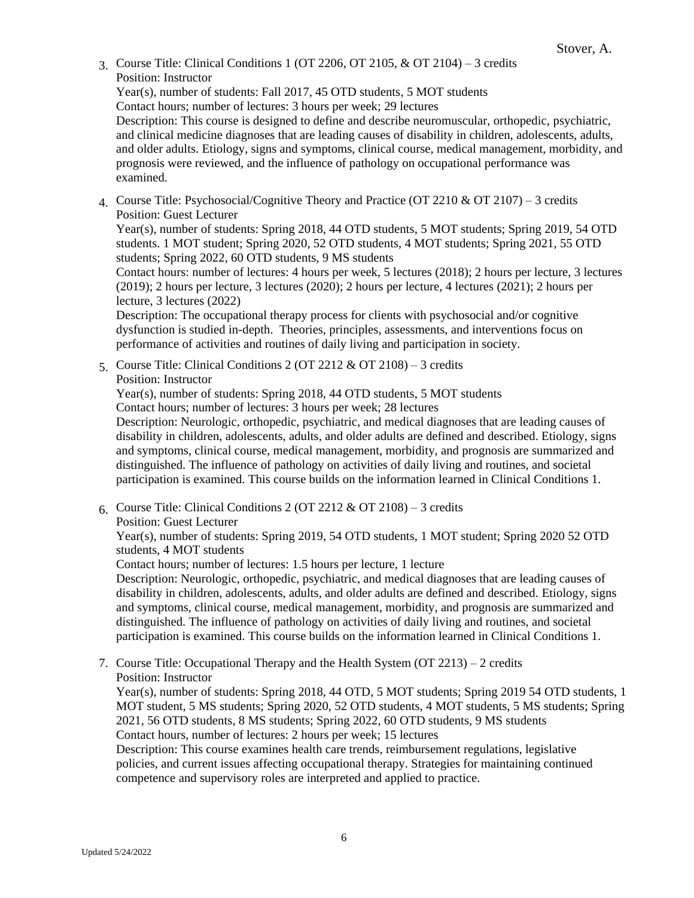3. Course Title: Clinical Conditions 1 (OT 2206, OT 2105, & OT 2104) – 3 credits
   Position: Instructor
   Year(s), number of students: Fall 2017, 45 OTD students, 5 MOT students
   Contact hours; number of lectures: 3 hours per week; 29 lectures
   Description: This course is designed to define and describe neuromuscular, orthopedic, psychiatric, and clinical medicine diagnoses that are leading causes of disability in children, adolescents, adults, and older adults. Etiology, signs and symptoms, clinical course, medical management, morbidity, and prognosis were reviewed, and the influence of pathology on occupational performance was examined.

4. Course Title: Psychosocial/Cognitive Theory and Practice (OT 2210 & OT 2107) – 3 credits
   Position: Guest Lecturer
   Year(s), number of students: Spring 2018, 44 OTD students, 5 MOT students; Spring 2019, 54 OTD students. 1 MOT student; Spring 2020, 52 OTD students, 4 MOT students; Spring 2021, 55 OTD students; Spring 2022, 60 OTD students, 9 MS students
   Contact hours: number of lectures: 4 hours per week, 5 lectures (2018); 2 hours per lecture, 3 lectures (2019); 2 hours per lecture, 3 lectures (2020); 2 hours per lecture, 4 lectures (2021); 2 hours per lecture, 3 lectures (2022)
   Description: The occupational therapy process for clients with psychosocial and/or cognitive dysfunction is studied in-depth. Theories, principles, assessments, and interventions focus on performance of activities and routines of daily living and participation in society.

5. Course Title: Clinical Conditions 2 (OT 2212 & OT 2108) – 3 credits
   Position: Instructor
   Year(s), number of students: Spring 2018, 44 OTD students, 5 MOT students
   Contact hours; number of lectures: 3 hours per week; 28 lectures
   Description: Neurologic, orthopedic, psychiatric, and medical diagnoses that are leading causes of disability in children, adolescents, adults, and older adults are defined and described. Etiology, signs and symptoms, clinical course, medical management, morbidity, and prognosis are summarized and distinguished. The influence of pathology on activities of daily living and routines, and societal participation is examined. This course builds on the information learned in Clinical Conditions 1.

6. Course Title: Clinical Conditions 2 (OT 2212 & OT 2108) – 3 credits
   Position: Guest Lecturer
   Year(s), number of students: Spring 2019, 54 OTD students, 1 MOT student; Spring 2020 52 OTD students, 4 MOT students
   Contact hours; number of lectures: 1.5 hours per lecture, 1 lecture
   Description: Neurologic, orthopedic, psychiatric, and medical diagnoses that are leading causes of disability in children, adolescents, adults, and older adults are defined and described. Etiology, signs and symptoms, clinical course, medical management, morbidity, and prognosis are summarized and distinguished. The influence of pathology on activities of daily living and routines, and societal participation is examined. This course builds on the information learned in Clinical Conditions 1.

7. Course Title: Occupational Therapy and the Health System (OT 2213) – 2 credits
   Position: Instructor
   Year(s), number of students: Spring 2018, 44 OTD, 5 MOT students; Spring 2019 54 OTD students, 1 MOT student, 5 MS students; Spring 2020, 52 OTD students, 4 MOT students, 5 MS students; Spring 2021, 56 OTD students, 8 MS students; Spring 2022, 60 OTD students, 9 MS students
   Contact hours, number of lectures: 2 hours per week; 15 lectures
   Description: This course examines health care trends, reimbursement regulations, legislative policies, and current issues affecting occupational therapy. Strategies for maintaining continued competence and supervisory roles are interpreted and applied to practice.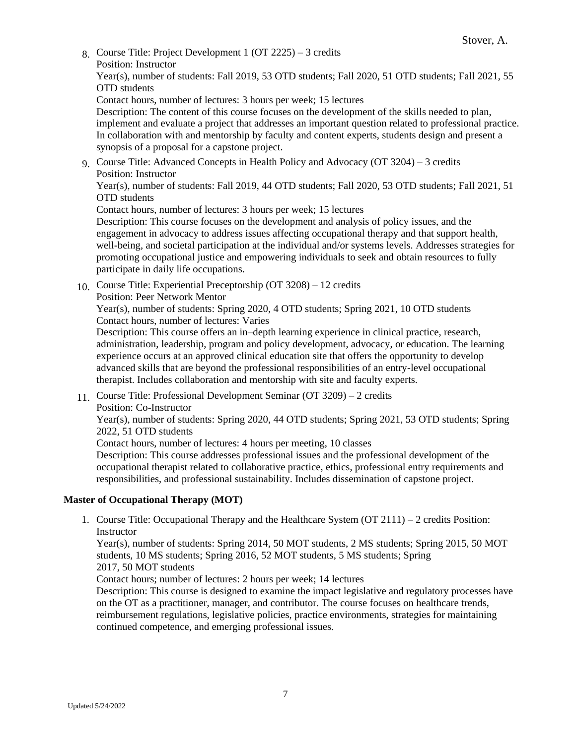8. Course Title: Project Development 1 (OT 2225) – 3 credits
   Position: Instructor
   Year(s), number of students: Fall 2019, 53 OTD students; Fall 2020, 51 OTD students; Fall 2021, 55 OTD students
   Contact hours, number of lectures: 3 hours per week; 15 lectures
   Description: The content of this course focuses on the development of the skills needed to plan, implement and evaluate a project that addresses an important question related to professional practice. In collaboration with and mentorship by faculty and content experts, students design and present a synopsis of a proposal for a capstone project.

9. Course Title: Advanced Concepts in Health Policy and Advocacy (OT 3204) – 3 credits
   Position: Instructor
   Year(s), number of students: Fall 2019, 44 OTD students; Fall 2020, 53 OTD students; Fall 2021, 51 OTD students
   Contact hours, number of lectures: 3 hours per week; 15 lectures
   Description: This course focuses on the development and analysis of policy issues, and the engagement in advocacy to address issues affecting occupational therapy and that support health, well-being, and societal participation at the individual and/or systems levels. Addresses strategies for promoting occupational justice and empowering individuals to seek and obtain resources to fully participate in daily life occupations.

10. Course Title: Experiential Preceptorship (OT 3208) – 12 credits
    Position: Peer Network Mentor
    Year(s), number of students: Spring 2020, 4 OTD students; Spring 2021, 10 OTD students
    Contact hours, number of lectures: Varies
    Description: This course offers an in–depth learning experience in clinical practice, research, administration, leadership, program and policy development, advocacy, or education. The learning experience occurs at an approved clinical education site that offers the opportunity to develop advanced skills that are beyond the professional responsibilities of an entry-level occupational therapist. Includes collaboration and mentorship with site and faculty experts.

11. Course Title: Professional Development Seminar (OT 3209) – 2 credits
    Position: Co-Instructor
    Year(s), number of students: Spring 2020, 44 OTD students; Spring 2021, 53 OTD students; Spring 2022, 51 OTD students
    Contact hours, number of lectures: 4 hours per meeting, 10 classes
    Description: This course addresses professional issues and the professional development of the occupational therapist related to collaborative practice, ethics, professional entry requirements and responsibilities, and professional sustainability. Includes dissemination of capstone project.

**Master of Occupational Therapy (MOT)**

1. Course Title: Occupational Therapy and the Healthcare System (OT 2111) – 2 credits Position: Instructor
   Year(s), number of students: Spring 2014, 50 MOT students, 2 MS students; Spring 2015, 50 MOT students, 10 MS students; Spring 2016, 52 MOT students, 5 MS students; Spring 2017, 50 MOT students
   Contact hours; number of lectures: 2 hours per week; 14 lectures
   Description: This course is designed to examine the impact legislative and regulatory processes have on the OT as a practitioner, manager, and contributor. The course focuses on healthcare trends, reimbursement regulations, legislative policies, practice environments, strategies for maintaining continued competence, and emerging professional issues.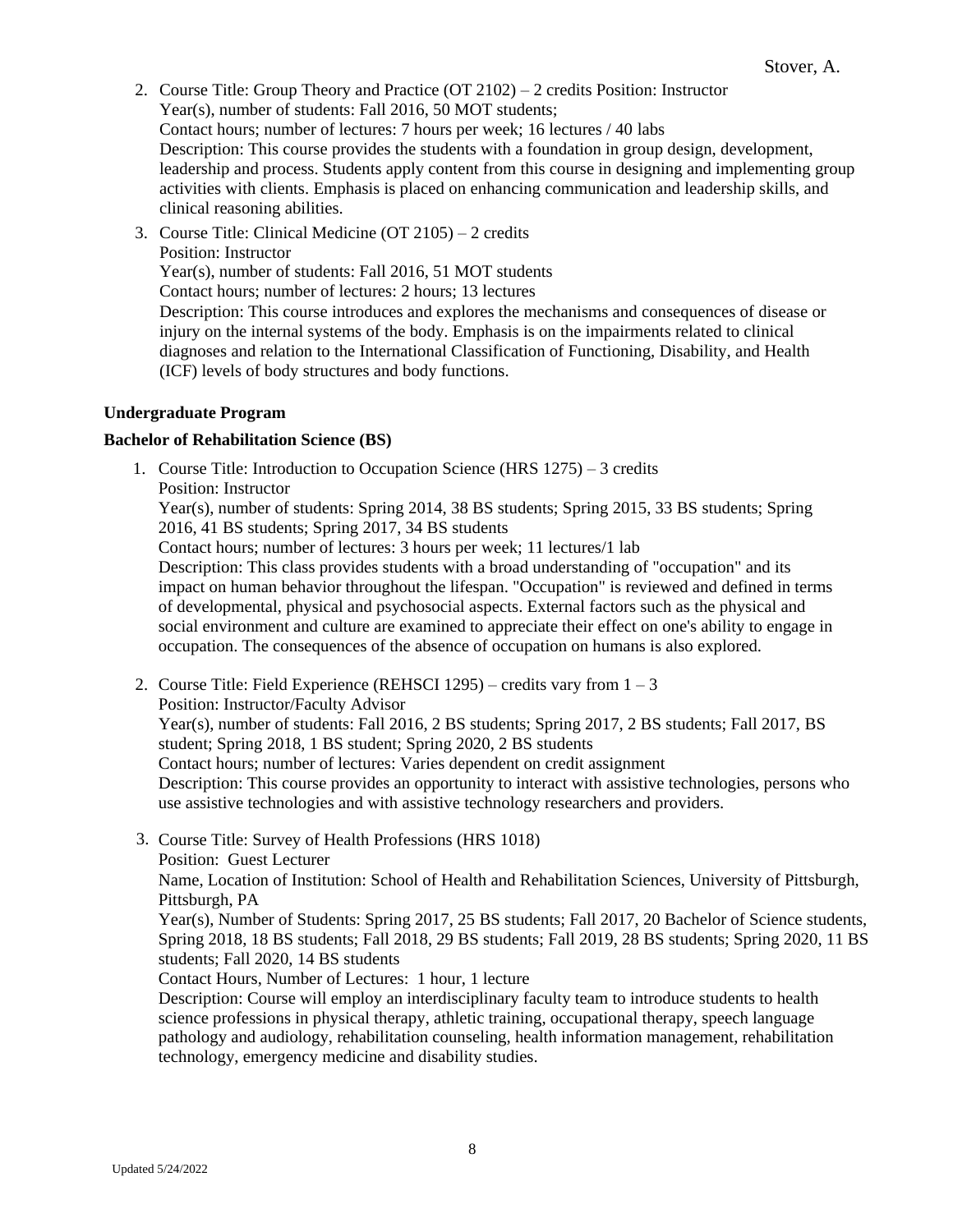2. Course Title: Group Theory and Practice (OT 2102) – 2 credits Position: Instructor
   Year(s), number of students: Fall 2016, 50 MOT students;
   Contact hours; number of lectures: 7 hours per week; 16 lectures / 40 labs
   Description: This course provides the students with a foundation in group design, development, leadership and process. Students apply content from this course in designing and implementing group activities with clients. Emphasis is placed on enhancing communication and leadership skills, and clinical reasoning abilities.

3. Course Title: Clinical Medicine (OT 2105) – 2 credits
   Position: Instructor
   Year(s), number of students: Fall 2016, 51 MOT students
   Contact hours; number of lectures: 2 hours; 13 lectures
   Description: This course introduces and explores the mechanisms and consequences of disease or injury on the internal systems of the body. Emphasis is on the impairments related to clinical diagnoses and relation to the International Classification of Functioning, Disability, and Health (ICF) levels of body structures and body functions.

**Undergraduate Program**

**Bachelor of Rehabilitation Science (BS)**

1. Course Title: Introduction to Occupation Science (HRS 1275) – 3 credits
   Position: Instructor
   Year(s), number of students: Spring 2014, 38 BS students; Spring 2015, 33 BS students; Spring 2016, 41 BS students; Spring 2017, 34 BS students
   Contact hours; number of lectures: 3 hours per week; 11 lectures/1 lab
   Description: This class provides students with a broad understanding of "occupation" and its impact on human behavior throughout the lifespan. "Occupation" is reviewed and defined in terms of developmental, physical and psychosocial aspects. External factors such as the physical and social environment and culture are examined to appreciate their effect on one's ability to engage in occupation. The consequences of the absence of occupation on humans is also explored.

2. Course Title: Field Experience (REHSCI 1295) – credits vary from 1 – 3
   Position: Instructor/Faculty Advisor
   Year(s), number of students: Fall 2016, 2 BS students; Spring 2017, 2 BS students; Fall 2017, BS student; Spring 2018, 1 BS student; Spring 2020, 2 BS students
   Contact hours; number of lectures: Varies dependent on credit assignment
   Description: This course provides an opportunity to interact with assistive technologies, persons who use assistive technologies and with assistive technology researchers and providers.

3. Course Title: Survey of Health Professions (HRS 1018)
   Position: Guest Lecturer
   Name, Location of Institution: School of Health and Rehabilitation Sciences, University of Pittsburgh, Pittsburgh, PA
   Year(s), Number of Students: Spring 2017, 25 BS students; Fall 2017, 20 Bachelor of Science students, Spring 2018, 18 BS students; Fall 2018, 29 BS students; Fall 2019, 28 BS students; Spring 2020, 11 BS students; Fall 2020, 14 BS students
   Contact Hours, Number of Lectures: 1 hour, 1 lecture
   Description: Course will employ an interdisciplinary faculty team to introduce students to health science professions in physical therapy, athletic training, occupational therapy, speech language pathology and audiology, rehabilitation counseling, health information management, rehabilitation technology, emergency medicine and disability studies.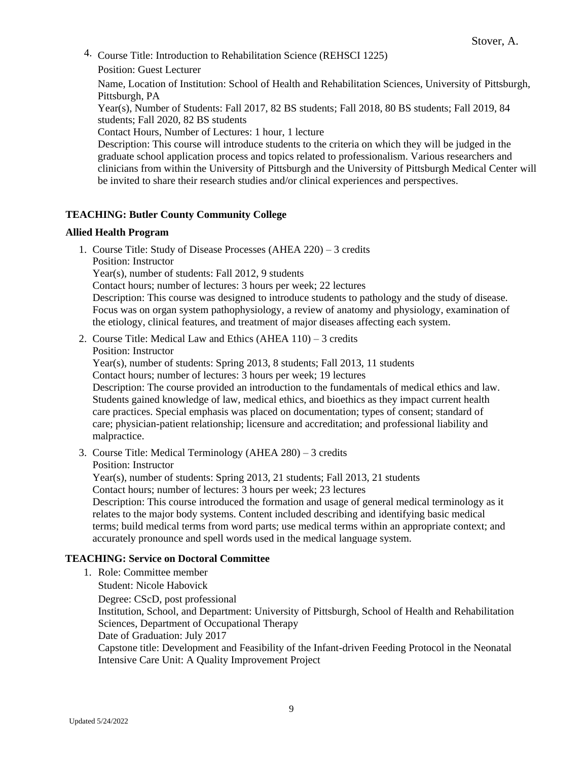4. Course Title: Introduction to Rehabilitation Science (REHSCI 1225)
   Position: Guest Lecturer
   Name, Location of Institution: School of Health and Rehabilitation Sciences, University of Pittsburgh, Pittsburgh, PA
   Year(s), Number of Students: Fall 2017, 82 BS students; Fall 2018, 80 BS students; Fall 2019, 84 students; Fall 2020, 82 BS students
   Contact Hours, Number of Lectures: 1 hour, 1 lecture
   Description: This course will introduce students to the criteria on which they will be judged in the graduate school application process and topics related to professionalism. Various researchers and clinicians from within the University of Pittsburgh and the University of Pittsburgh Medical Center will be invited to share their research studies and/or clinical experiences and perspectives.

**TEACHING: Butler County Community College**

**Allied Health Program**

1. Course Title: Study of Disease Processes (AHEA 220) – 3 credits
   Position: Instructor
   Year(s), number of students: Fall 2012, 9 students
   Contact hours; number of lectures: 3 hours per week; 22 lectures
   Description: This course was designed to introduce students to pathology and the study of disease. Focus was on organ system pathophysiology, a review of anatomy and physiology, examination of the etiology, clinical features, and treatment of major diseases affecting each system.
2. Course Title: Medical Law and Ethics (AHEA 110) – 3 credits
   Position: Instructor
   Year(s), number of students: Spring 2013, 8 students; Fall 2013, 11 students
   Contact hours; number of lectures: 3 hours per week; 19 lectures
   Description: The course provided an introduction to the fundamentals of medical ethics and law. Students gained knowledge of law, medical ethics, and bioethics as they impact current health care practices. Special emphasis was placed on documentation; types of consent; standard of care; physician-patient relationship; licensure and accreditation; and professional liability and malpractice.
3. Course Title: Medical Terminology (AHEA 280) – 3 credits
   Position: Instructor
   Year(s), number of students: Spring 2013, 21 students; Fall 2013, 21 students
   Contact hours; number of lectures: 3 hours per week; 23 lectures
   Description: This course introduced the formation and usage of general medical terminology as it relates to the major body systems. Content included describing and identifying basic medical terms; build medical terms from word parts; use medical terms within an appropriate context; and accurately pronounce and spell words used in the medical language system.

**TEACHING: Service on Doctoral Committee**

1. Role: Committee member
   Student: Nicole Habovick
   Degree: CScD, post professional
   Institution, School, and Department: University of Pittsburgh, School of Health and Rehabilitation Sciences, Department of Occupational Therapy
   Date of Graduation: July 2017
   Capstone title: Development and Feasibility of the Infant-driven Feeding Protocol in the Neonatal Intensive Care Unit: A Quality Improvement Project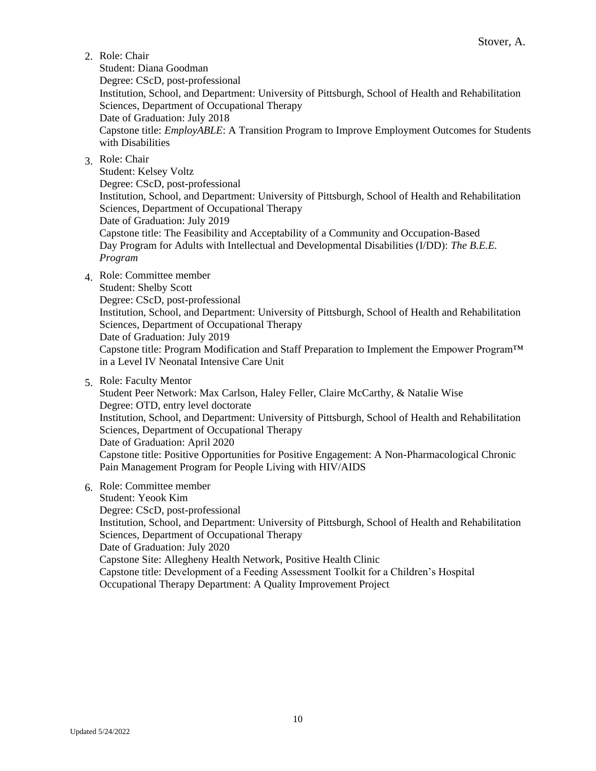2. Role: Chair
   Student: Diana Goodman
   Degree: CScD, post-professional
   Institution, School, and Department: University of Pittsburgh, School of Health and Rehabilitation Sciences, Department of Occupational Therapy
   Date of Graduation: July 2018
   Capstone title: *EmployABLE*: A Transition Program to Improve Employment Outcomes for Students with Disabilities

3. Role: Chair
   Student: Kelsey Voltz
   Degree: CScD, post-professional
   Institution, School, and Department: University of Pittsburgh, School of Health and Rehabilitation Sciences, Department of Occupational Therapy
   Date of Graduation: July 2019
   Capstone title: The Feasibility and Acceptability of a Community and Occupation-Based Day Program for Adults with Intellectual and Developmental Disabilities (I/DD): *The B.E.E. Program*

4. Role: Committee member
   Student: Shelby Scott
   Degree: CScD, post-professional
   Institution, School, and Department: University of Pittsburgh, School of Health and Rehabilitation Sciences, Department of Occupational Therapy
   Date of Graduation: July 2019
   Capstone title: Program Modification and Staff Preparation to Implement the Empower Program™ in a Level IV Neonatal Intensive Care Unit

5. Role: Faculty Mentor
   Student Peer Network: Max Carlson, Haley Feller, Claire McCarthy, & Natalie Wise
   Degree: OTD, entry level doctorate
   Institution, School, and Department: University of Pittsburgh, School of Health and Rehabilitation Sciences, Department of Occupational Therapy
   Date of Graduation: April 2020
   Capstone title: Positive Opportunities for Positive Engagement: A Non-Pharmacological Chronic Pain Management Program for People Living with HIV/AIDS

6. Role: Committee member
   Student: Yeook Kim
   Degree: CScD, post-professional
   Institution, School, and Department: University of Pittsburgh, School of Health and Rehabilitation Sciences, Department of Occupational Therapy
   Date of Graduation: July 2020
   Capstone Site: Allegheny Health Network, Positive Health Clinic
   Capstone title: Development of a Feeding Assessment Toolkit for a Children's Hospital Occupational Therapy Department: A Quality Improvement Project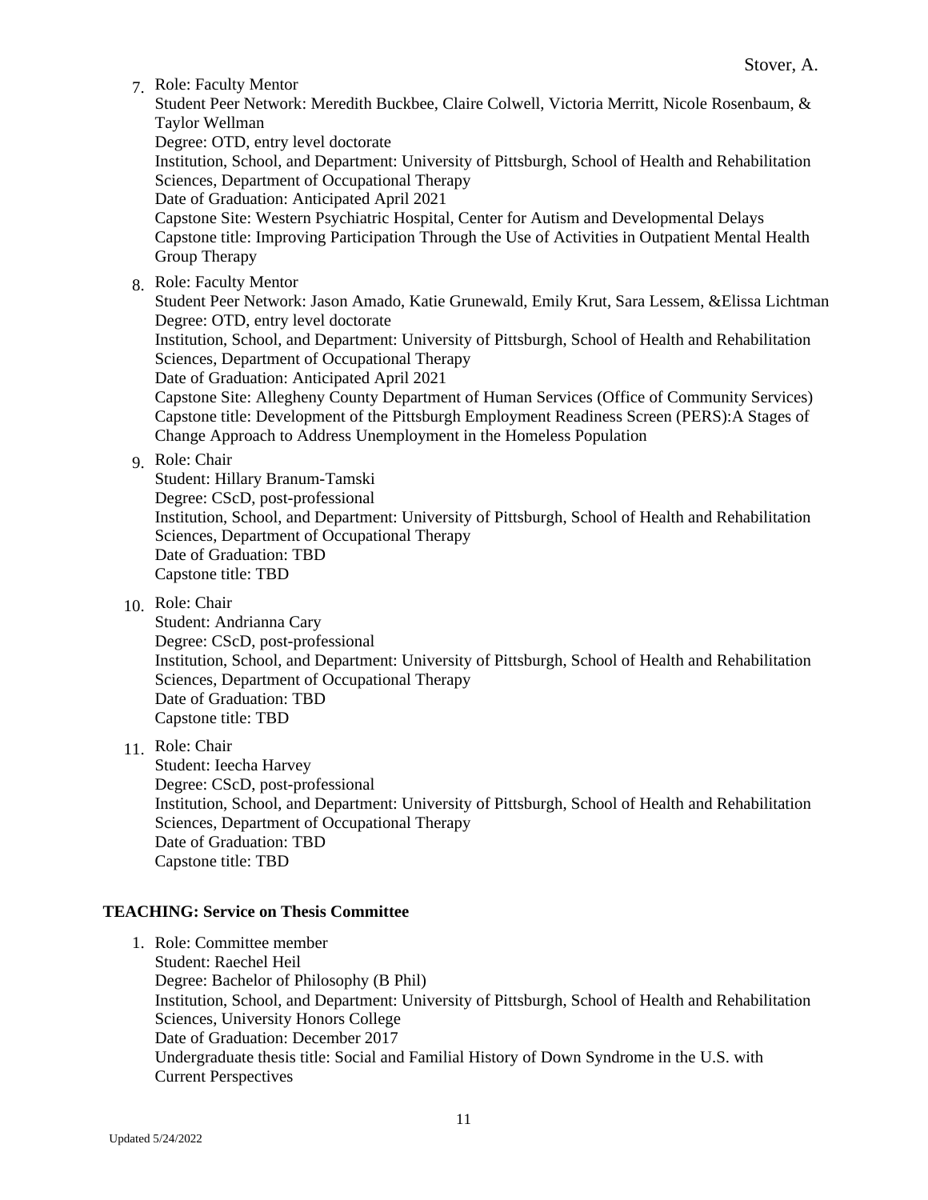7. Role: Faculty Mentor
   Student Peer Network: Meredith Buckbee, Claire Colwell, Victoria Merritt, Nicole Rosenbaum, & Taylor Wellman
   Degree: OTD, entry level doctorate
   Institution, School, and Department: University of Pittsburgh, School of Health and Rehabilitation Sciences, Department of Occupational Therapy
   Date of Graduation: Anticipated April 2021
   Capstone Site: Western Psychiatric Hospital, Center for Autism and Developmental Delays
   Capstone title: Improving Participation Through the Use of Activities in Outpatient Mental Health Group Therapy

8. Role: Faculty Mentor
   Student Peer Network: Jason Amado, Katie Grunewald, Emily Krut, Sara Lessem, &Elissa Lichtman
   Degree: OTD, entry level doctorate
   Institution, School, and Department: University of Pittsburgh, School of Health and Rehabilitation Sciences, Department of Occupational Therapy
   Date of Graduation: Anticipated April 2021
   Capstone Site: Allegheny County Department of Human Services (Office of Community Services)
   Capstone title: Development of the Pittsburgh Employment Readiness Screen (PERS):A Stages of Change Approach to Address Unemployment in the Homeless Population

9. Role: Chair
   Student: Hillary Branum-Tamski
   Degree: CScD, post-professional
   Institution, School, and Department: University of Pittsburgh, School of Health and Rehabilitation Sciences, Department of Occupational Therapy
   Date of Graduation: TBD
   Capstone title: TBD

10. Role: Chair
    Student: Andrianna Cary
    Degree: CScD, post-professional
    Institution, School, and Department: University of Pittsburgh, School of Health and Rehabilitation Sciences, Department of Occupational Therapy
    Date of Graduation: TBD
    Capstone title: TBD

11. Role: Chair
    Student: Ieecha Harvey
    Degree: CScD, post-professional
    Institution, School, and Department: University of Pittsburgh, School of Health and Rehabilitation Sciences, Department of Occupational Therapy
    Date of Graduation: TBD
    Capstone title: TBD

**TEACHING: Service on Thesis Committee**

1. Role: Committee member
   Student: Raechel Heil
   Degree: Bachelor of Philosophy (B Phil)
   Institution, School, and Department: University of Pittsburgh, School of Health and Rehabilitation Sciences, University Honors College
   Date of Graduation: December 2017
   Undergraduate thesis title: Social and Familial History of Down Syndrome in the U.S. with Current Perspectives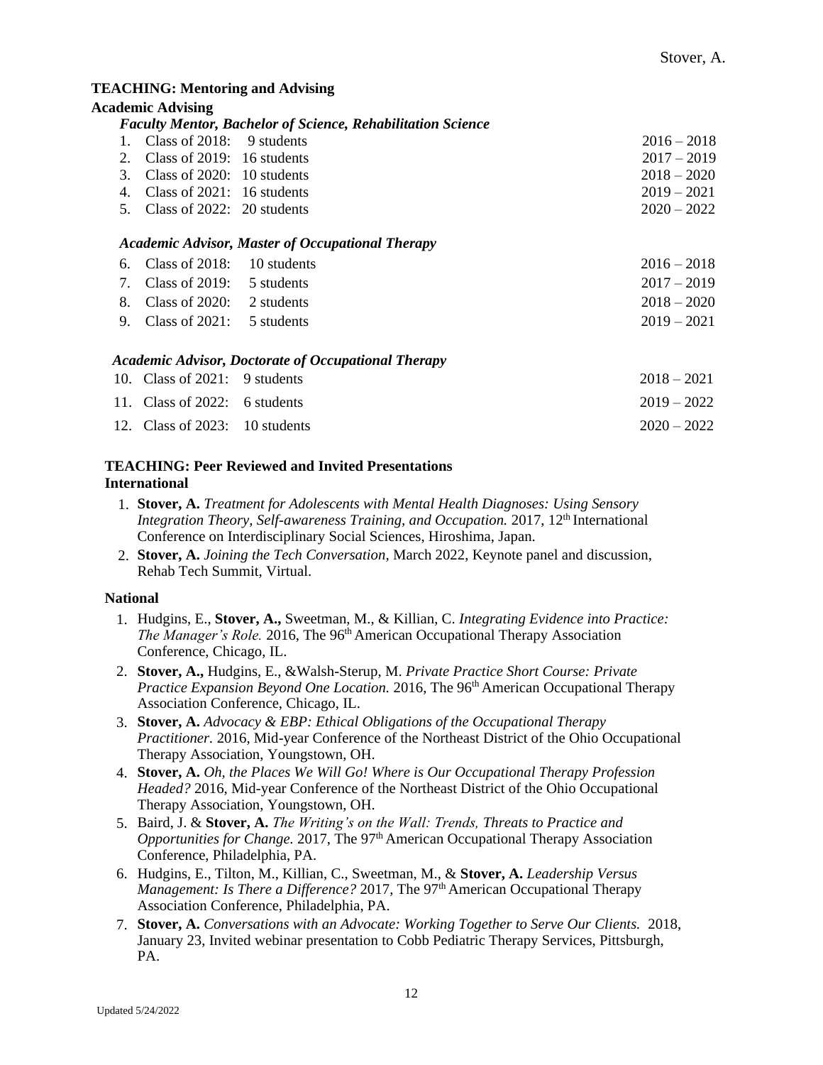## TEACHING: Mentoring and Advising

### Academic Advising

#### *Faculty Mentor, Bachelor of Science, Rehabilitation Science*

1. Class of 2018: 9 students 2016 – 2018
2. Class of 2019: 16 students 2017 – 2019
3. Class of 2020: 10 students 2018 – 2020
4. Class of 2021: 16 students 2019 – 2021
5. Class of 2022: 20 students 2020 – 2022

#### *Academic Advisor, Master of Occupational Therapy*

6. Class of 2018: 10 students 2016 – 2018
7. Class of 2019: 5 students 2017 – 2019
8. Class of 2020: 2 students 2018 – 2020
9. Class of 2021: 5 students 2019 – 2021

#### *Academic Advisor, Doctorate of Occupational Therapy*

10. Class of 2021: 9 students 2018 – 2021
11. Class of 2022: 6 students 2019 – 2022
12. Class of 2023: 10 students 2020 – 2022

## TEACHING: Peer Reviewed and Invited Presentations

### International

1. **Stover, A.** *Treatment for Adolescents with Mental Health Diagnoses: Using Sensory Integration Theory, Self-awareness Training, and Occupation.* 2017, 12th International Conference on Interdisciplinary Social Sciences, Hiroshima, Japan.
2. **Stover, A.** *Joining the Tech Conversation,* March 2022, Keynote panel and discussion, Rehab Tech Summit, Virtual.

### National

1. Hudgins, E., **Stover, A.,** Sweetman, M., & Killian, C. *Integrating Evidence into Practice: The Manager's Role.* 2016, The 96th American Occupational Therapy Association Conference, Chicago, IL.
2. **Stover, A.,** Hudgins, E., &Walsh-Sterup, M. *Private Practice Short Course: Private Practice Expansion Beyond One Location.* 2016, The 96th American Occupational Therapy Association Conference, Chicago, IL.
3. **Stover, A.** *Advocacy & EBP: Ethical Obligations of the Occupational Therapy Practitioner.* 2016, Mid-year Conference of the Northeast District of the Ohio Occupational Therapy Association, Youngstown, OH.
4. **Stover, A.** *Oh, the Places We Will Go! Where is Our Occupational Therapy Profession Headed?* 2016, Mid-year Conference of the Northeast District of the Ohio Occupational Therapy Association, Youngstown, OH.
5. Baird, J. & **Stover, A.** *The Writing's on the Wall: Trends, Threats to Practice and Opportunities for Change.* 2017, The 97th American Occupational Therapy Association Conference, Philadelphia, PA.
6. Hudgins, E., Tilton, M., Killian, C., Sweetman, M., & **Stover, A.** *Leadership Versus Management: Is There a Difference?* 2017, The 97th American Occupational Therapy Association Conference, Philadelphia, PA.
7. **Stover, A.** *Conversations with an Advocate: Working Together to Serve Our Clients.* 2018, January 23, Invited webinar presentation to Cobb Pediatric Therapy Services, Pittsburgh, PA.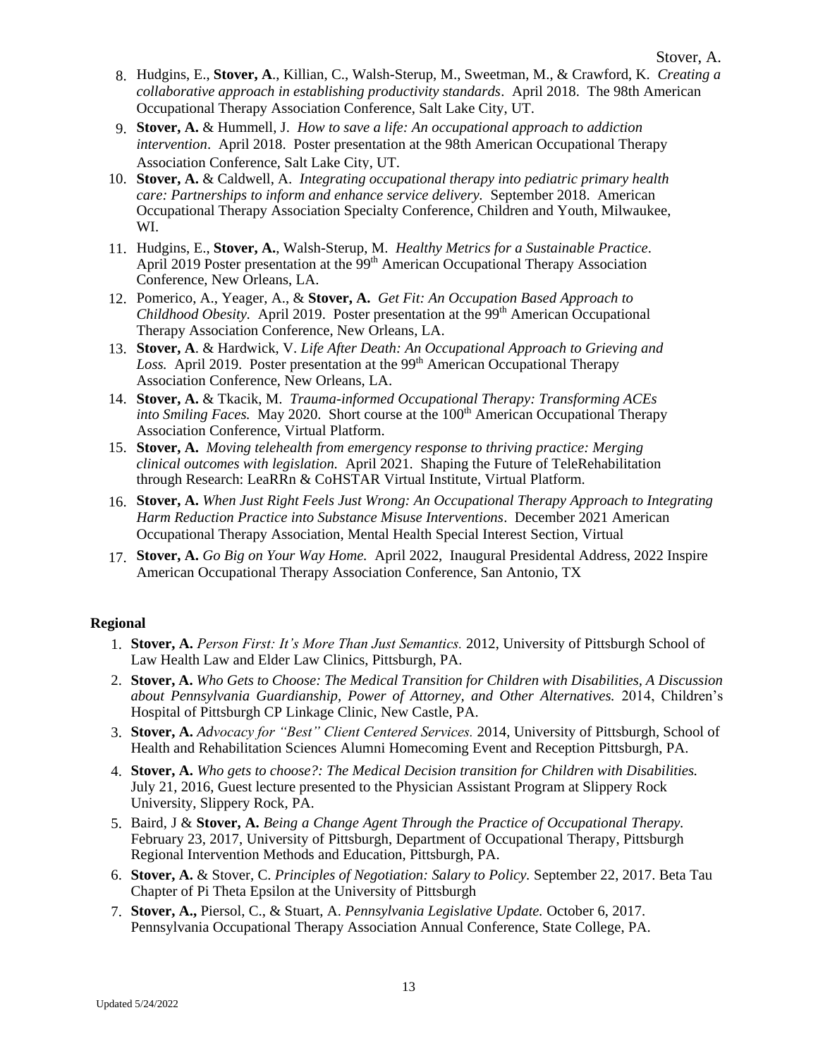8. Hudgins, E., **Stover, A**., Killian, C., Walsh-Sterup, M., Sweetman, M., & Crawford, K. *Creating a collaborative approach in establishing productivity standards*. April 2018. The 98th American Occupational Therapy Association Conference, Salt Lake City, UT.
9. **Stover, A.** & Hummell, J. *How to save a life: An occupational approach to addiction intervention*. April 2018. Poster presentation at the 98th American Occupational Therapy Association Conference, Salt Lake City, UT.
10. **Stover, A.** & Caldwell, A. *Integrating occupational therapy into pediatric primary health care: Partnerships to inform and enhance service delivery.* September 2018. American Occupational Therapy Association Specialty Conference, Children and Youth, Milwaukee, WI.
11. Hudgins, E., **Stover, A.**, Walsh-Sterup, M. *Healthy Metrics for a Sustainable Practice*. April 2019 Poster presentation at the 99th American Occupational Therapy Association Conference, New Orleans, LA.
12. Pomerico, A., Yeager, A., & **Stover, A.** *Get Fit: An Occupation Based Approach to Childhood Obesity.* April 2019. Poster presentation at the 99th American Occupational Therapy Association Conference, New Orleans, LA.
13. **Stover, A**. & Hardwick, V. *Life After Death: An Occupational Approach to Grieving and Loss.* April 2019. Poster presentation at the 99th American Occupational Therapy Association Conference, New Orleans, LA.
14. **Stover, A.** & Tkacik, M. *Trauma-informed Occupational Therapy: Transforming ACEs into Smiling Faces.* May 2020. Short course at the 100th American Occupational Therapy Association Conference, Virtual Platform.
15. **Stover, A.** *Moving telehealth from emergency response to thriving practice: Merging clinical outcomes with legislation.* April 2021. Shaping the Future of TeleRehabilitation through Research: LeaRRn & CoHSTAR Virtual Institute, Virtual Platform.
16. **Stover, A.** *When Just Right Feels Just Wrong: An Occupational Therapy Approach to Integrating Harm Reduction Practice into Substance Misuse Interventions*. December 2021 American Occupational Therapy Association, Mental Health Special Interest Section, Virtual
17. **Stover, A.** *Go Big on Your Way Home.* April 2022, Inaugural Presidental Address, 2022 Inspire American Occupational Therapy Association Conference, San Antonio, TX

**Regional**

1. **Stover, A.** *Person First: It's More Than Just Semantics.* 2012, University of Pittsburgh School of Law Health Law and Elder Law Clinics, Pittsburgh, PA.
2. **Stover, A.** *Who Gets to Choose: The Medical Transition for Children with Disabilities, A Discussion about Pennsylvania Guardianship, Power of Attorney, and Other Alternatives.* 2014, Children's Hospital of Pittsburgh CP Linkage Clinic, New Castle, PA.
3. **Stover, A.** *Advocacy for "Best" Client Centered Services.* 2014, University of Pittsburgh, School of Health and Rehabilitation Sciences Alumni Homecoming Event and Reception Pittsburgh, PA.
4. **Stover, A.** *Who gets to choose?: The Medical Decision transition for Children with Disabilities.* July 21, 2016, Guest lecture presented to the Physician Assistant Program at Slippery Rock University, Slippery Rock, PA.
5. Baird, J & **Stover, A.** *Being a Change Agent Through the Practice of Occupational Therapy.* February 23, 2017, University of Pittsburgh, Department of Occupational Therapy, Pittsburgh Regional Intervention Methods and Education, Pittsburgh, PA.
6. **Stover, A.** & Stover, C. *Principles of Negotiation: Salary to Policy.* September 22, 2017. Beta Tau Chapter of Pi Theta Epsilon at the University of Pittsburgh
7. **Stover, A.,** Piersol, C., & Stuart, A. *Pennsylvania Legislative Update.* October 6, 2017. Pennsylvania Occupational Therapy Association Annual Conference, State College, PA.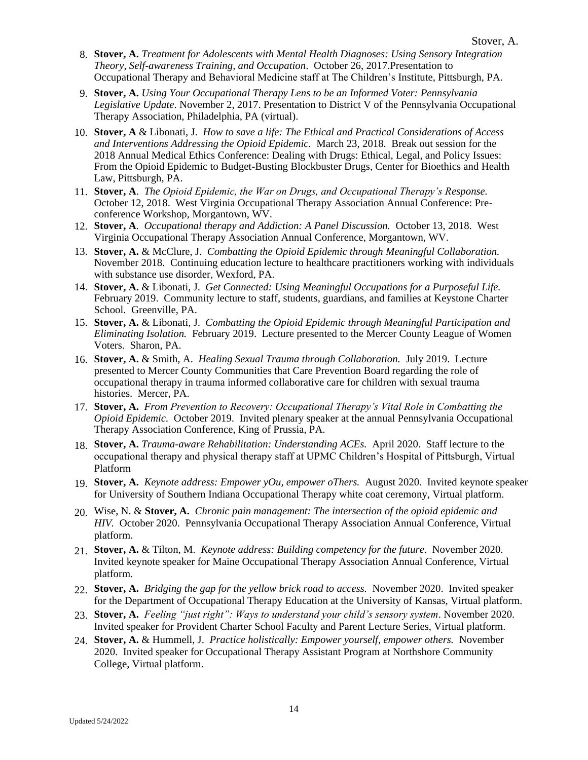8. **Stover, A.** *Treatment for Adolescents with Mental Health Diagnoses: Using Sensory Integration Theory, Self-awareness Training, and Occupation*. October 26, 2017.Presentation to Occupational Therapy and Behavioral Medicine staff at The Children's Institute, Pittsburgh, PA.
9. **Stover, A.** *Using Your Occupational Therapy Lens to be an Informed Voter: Pennsylvania Legislative Update*. November 2, 2017. Presentation to District V of the Pennsylvania Occupational Therapy Association, Philadelphia, PA (virtual).
10. **Stover, A** & Libonati, J. *How to save a life: The Ethical and Practical Considerations of Access and Interventions Addressing the Opioid Epidemic.* March 23, 2018. Break out session for the 2018 Annual Medical Ethics Conference: Dealing with Drugs: Ethical, Legal, and Policy Issues: From the Opioid Epidemic to Budget-Busting Blockbuster Drugs, Center for Bioethics and Health Law, Pittsburgh, PA.
11. **Stover, A**. *The Opioid Epidemic, the War on Drugs, and Occupational Therapy's Response.* October 12, 2018. West Virginia Occupational Therapy Association Annual Conference: Pre-conference Workshop, Morgantown, WV.
12. **Stover, A**. *Occupational therapy and Addiction: A Panel Discussion.* October 13, 2018. West Virginia Occupational Therapy Association Annual Conference, Morgantown, WV.
13. **Stover, A.** & McClure, J. *Combatting the Opioid Epidemic through Meaningful Collaboration.* November 2018. Continuing education lecture to healthcare practitioners working with individuals with substance use disorder, Wexford, PA.
14. **Stover, A.** & Libonati, J. *Get Connected: Using Meaningful Occupations for a Purposeful Life.* February 2019. Community lecture to staff, students, guardians, and families at Keystone Charter School. Greenville, PA.
15. **Stover, A.** & Libonati, J. *Combatting the Opioid Epidemic through Meaningful Participation and Eliminating Isolation.* February 2019. Lecture presented to the Mercer County League of Women Voters. Sharon, PA.
16. **Stover, A.** & Smith, A. *Healing Sexual Trauma through Collaboration.* July 2019. Lecture presented to Mercer County Communities that Care Prevention Board regarding the role of occupational therapy in trauma informed collaborative care for children with sexual trauma histories. Mercer, PA.
17. **Stover, A.** *From Prevention to Recovery: Occupational Therapy's Vital Role in Combatting the Opioid Epidemic.* October 2019. Invited plenary speaker at the annual Pennsylvania Occupational Therapy Association Conference, King of Prussia, PA.
18. **Stover, A.** *Trauma-aware Rehabilitation: Understanding ACEs.* April 2020. Staff lecture to the occupational therapy and physical therapy staff at UPMC Children's Hospital of Pittsburgh, Virtual Platform
19. **Stover, A.** *Keynote address: Empower yOu, empower oThers.* August 2020. Invited keynote speaker for University of Southern Indiana Occupational Therapy white coat ceremony, Virtual platform.
20. Wise, N. & **Stover, A.** *Chronic pain management: The intersection of the opioid epidemic and HIV.* October 2020. Pennsylvania Occupational Therapy Association Annual Conference, Virtual platform.
21. **Stover, A.** & Tilton, M. *Keynote address: Building competency for the future.* November 2020. Invited keynote speaker for Maine Occupational Therapy Association Annual Conference, Virtual platform.
22. **Stover, A.** *Bridging the gap for the yellow brick road to access.* November 2020. Invited speaker for the Department of Occupational Therapy Education at the University of Kansas, Virtual platform.
23. **Stover, A.** *Feeling "just right": Ways to understand your child's sensory system*. November 2020. Invited speaker for Provident Charter School Faculty and Parent Lecture Series, Virtual platform.
24. **Stover, A.** & Hummell, J. *Practice holistically: Empower yourself, empower others.* November 2020. Invited speaker for Occupational Therapy Assistant Program at Northshore Community College, Virtual platform.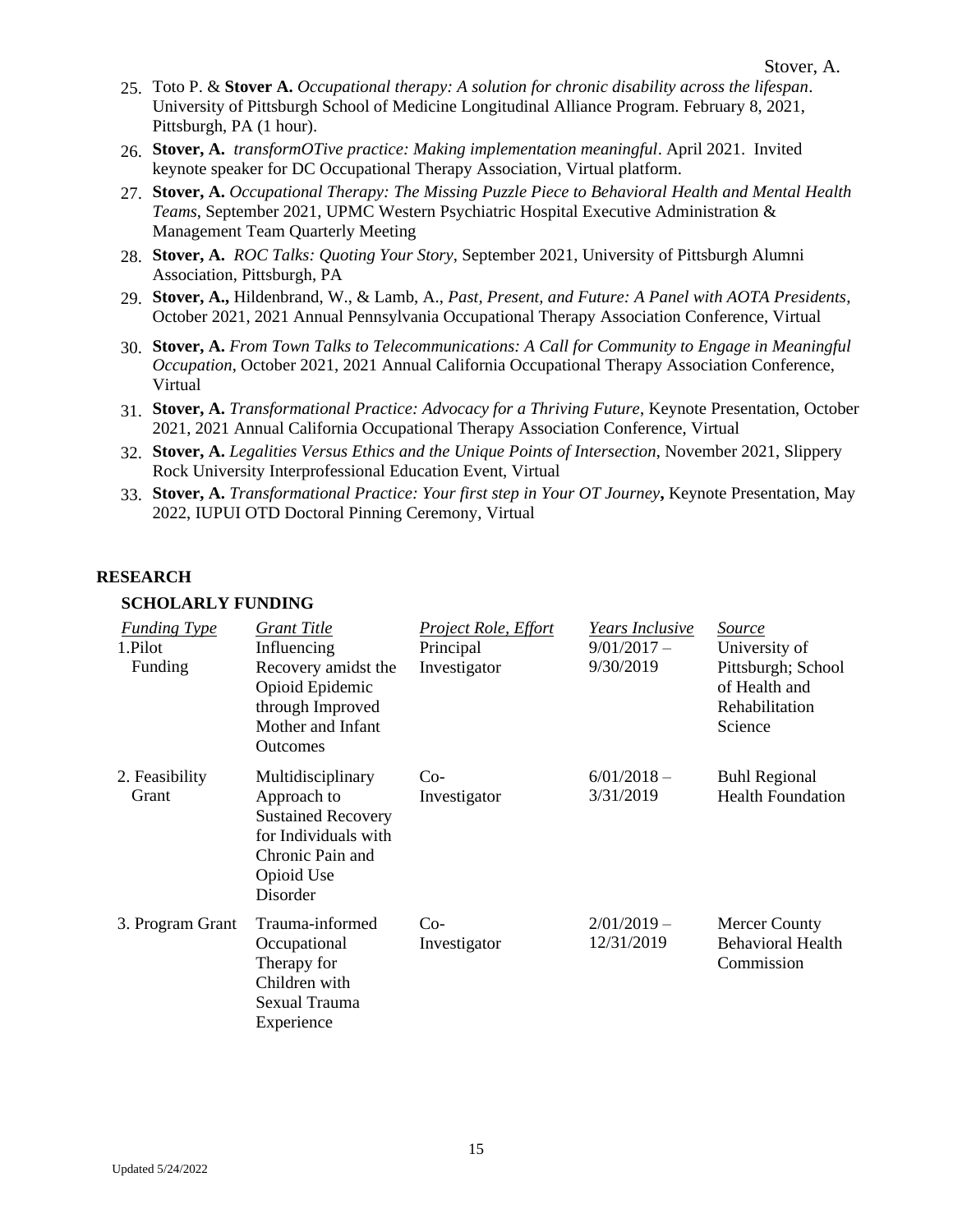25. Toto P. & **Stover A.** *Occupational therapy: A solution for chronic disability across the lifespan*. University of Pittsburgh School of Medicine Longitudinal Alliance Program. February 8, 2021, Pittsburgh, PA (1 hour).
26. **Stover, A.** *transformOTive practice: Making implementation meaningful*. April 2021. Invited keynote speaker for DC Occupational Therapy Association, Virtual platform.
27. **Stover, A.** *Occupational Therapy: The Missing Puzzle Piece to Behavioral Health and Mental Health Teams*, September 2021, UPMC Western Psychiatric Hospital Executive Administration & Management Team Quarterly Meeting
28. **Stover, A.** *ROC Talks: Quoting Your Story*, September 2021, University of Pittsburgh Alumni Association, Pittsburgh, PA
29. **Stover, A.,** Hildenbrand, W., & Lamb, A., *Past, Present, and Future: A Panel with AOTA Presidents*, October 2021, 2021 Annual Pennsylvania Occupational Therapy Association Conference, Virtual
30. **Stover, A.** *From Town Talks to Telecommunications: A Call for Community to Engage in Meaningful Occupation*, October 2021, 2021 Annual California Occupational Therapy Association Conference, Virtual
31. **Stover, A.** *Transformational Practice: Advocacy for a Thriving Future*, Keynote Presentation, October 2021, 2021 Annual California Occupational Therapy Association Conference, Virtual
32. **Stover, A.** *Legalities Versus Ethics and the Unique Points of Intersection*, November 2021, Slippery Rock University Interprofessional Education Event, Virtual
33. **Stover, A.** *Transformational Practice: Your first step in Your OT Journey***,** Keynote Presentation, May 2022, IUPUI OTD Doctoral Pinning Ceremony, Virtual

## RESEARCH

### SCHOLARLY FUNDING

| *Funding Type* | *Grant Title* | *Project Role, Effort* | *Years Inclusive* | *Source* |
|---|---|---|---|---|
| 1. Pilot Funding | Influencing Recovery amidst the Opioid Epidemic through Improved Mother and Infant Outcomes | Principal Investigator | 9/01/2017 – 9/30/2019 | University of Pittsburgh; School of Health and Rehabilitation Science |
| 2. Feasibility Grant | Multidisciplinary Approach to Sustained Recovery for Individuals with Chronic Pain and Opioid Use Disorder | Co-Investigator | 6/01/2018 – 3/31/2019 | Buhl Regional Health Foundation |
| 3. Program Grant | Trauma-informed Occupational Therapy for Children with Sexual Trauma Experience | Co-Investigator | 2/01/2019 – 12/31/2019 | Mercer County Behavioral Health Commission |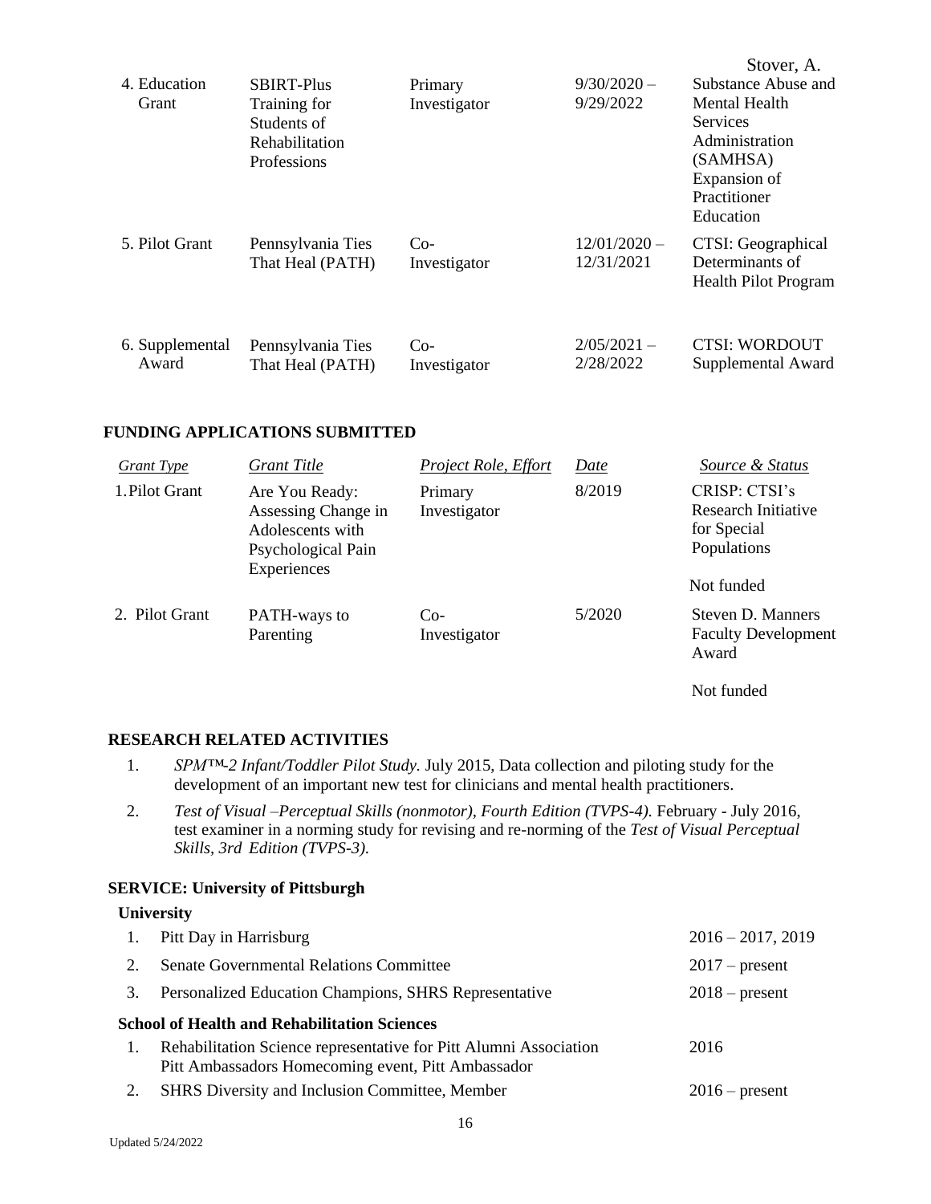| | | | | |
|---|---|---|---|---|
| 4. Education Grant | SBIRT-Plus Training for Students of Rehabilitation Professions | Primary Investigator | 9/30/2020 – 9/29/2022 | Substance Abuse and Mental Health Services Administration (SAMHSA) Expansion of Practitioner Education |
| 5. Pilot Grant | Pennsylvania Ties That Heal (PATH) | Co-Investigator | 12/01/2020 – 12/31/2021 | CTSI: Geographical Determinants of Health Pilot Program |
| 6. Supplemental Award | Pennsylvania Ties That Heal (PATH) | Co-Investigator | 2/05/2021 – 2/28/2022 | CTSI: WORDOUT Supplemental Award |

## FUNDING APPLICATIONS SUBMITTED

| *Grant Type* | *Grant Title* | *Project Role, Effort* | *Date* | *Source & Status* |
|---|---|---|---|---|
| 1. Pilot Grant | Are You Ready: Assessing Change in Adolescents with Psychological Pain Experiences | Primary Investigator | 8/2019 | CRISP: CTSI's Research Initiative for Special Populations<br><br>Not funded |
| 2. Pilot Grant | PATH-ways to Parenting | Co-Investigator | 5/2020 | Steven D. Manners Faculty Development Award<br><br>Not funded |

## RESEARCH RELATED ACTIVITIES

1. *SPM™-2 Infant/Toddler Pilot Study.* July 2015, Data collection and piloting study for the development of an important new test for clinicians and mental health practitioners.
2. *Test of Visual –Perceptual Skills (nonmotor), Fourth Edition (TVPS-4).* February - July 2016, test examiner in a norming study for revising and re-norming of the *Test of Visual Perceptual Skills, 3rd Edition (TVPS-3).*

## SERVICE: University of Pittsburgh

### University

| | | |
|---|---|---|
| 1. | Pitt Day in Harrisburg | 2016 – 2017, 2019 |
| 2. | Senate Governmental Relations Committee | 2017 – present |
| 3. | Personalized Education Champions, SHRS Representative | 2018 – present |

### School of Health and Rehabilitation Sciences

| | | |
|---|---|---|
| 1. | Rehabilitation Science representative for Pitt Alumni Association Pitt Ambassadors Homecoming event, Pitt Ambassador | 2016 |
| 2. | SHRS Diversity and Inclusion Committee, Member | 2016 – present |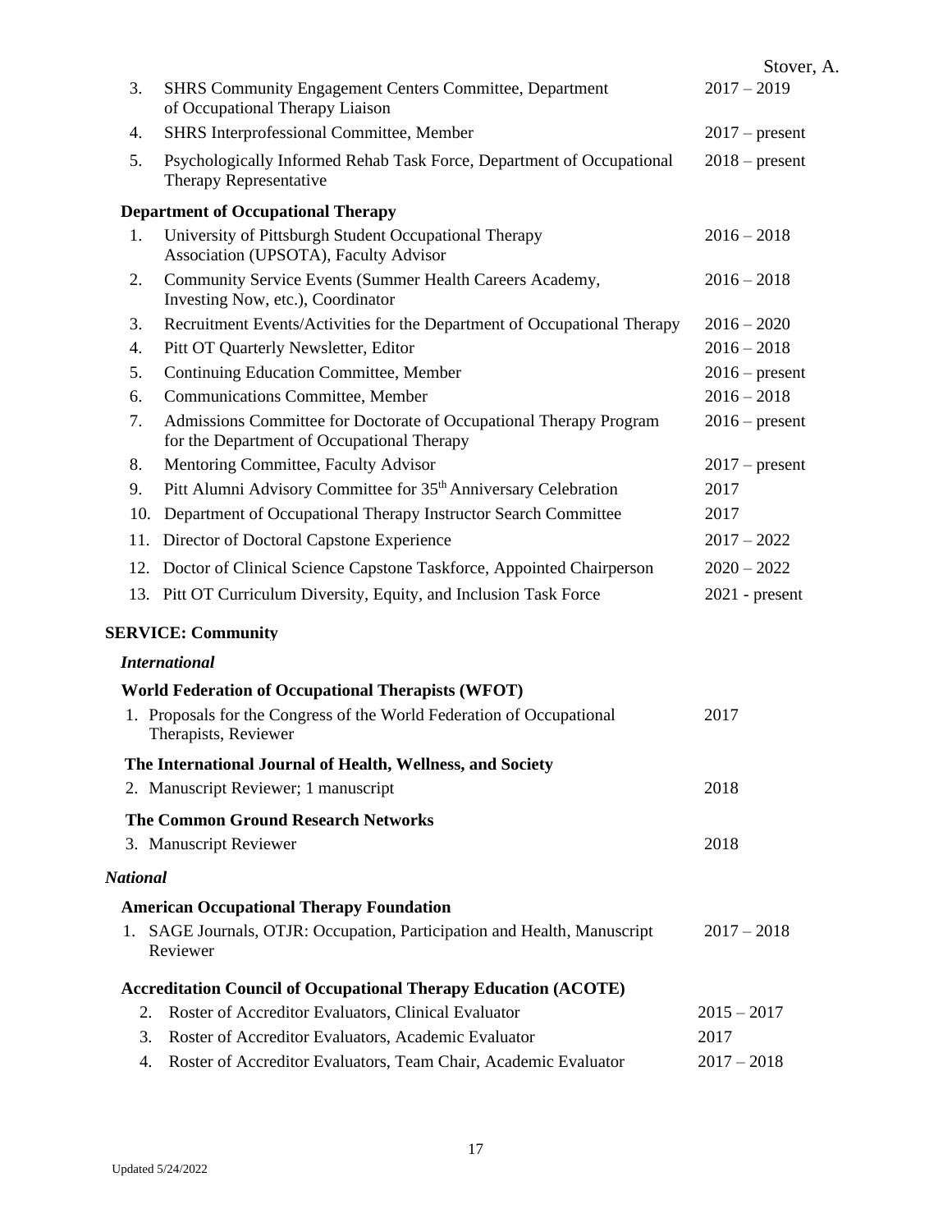3. SHRS Community Engagement Centers Committee, Department of Occupational Therapy Liaison — 2017 – 2019
4. SHRS Interprofessional Committee, Member — 2017 – present
5. Psychologically Informed Rehab Task Force, Department of Occupational Therapy Representative — 2018 – present

**Department of Occupational Therapy**

1. University of Pittsburgh Student Occupational Therapy Association (UPSOTA), Faculty Advisor — 2016 – 2018
2. Community Service Events (Summer Health Careers Academy, Investing Now, etc.), Coordinator — 2016 – 2018
3. Recruitment Events/Activities for the Department of Occupational Therapy — 2016 – 2020
4. Pitt OT Quarterly Newsletter, Editor — 2016 – 2018
5. Continuing Education Committee, Member — 2016 – present
6. Communications Committee, Member — 2016 – 2018
7. Admissions Committee for Doctorate of Occupational Therapy Program for the Department of Occupational Therapy — 2016 – present
8. Mentoring Committee, Faculty Advisor — 2017 – present
9. Pitt Alumni Advisory Committee for 35th Anniversary Celebration — 2017
10. Department of Occupational Therapy Instructor Search Committee — 2017
11. Director of Doctoral Capstone Experience — 2017 – 2022
12. Doctor of Clinical Science Capstone Taskforce, Appointed Chairperson — 2020 – 2022
13. Pitt OT Curriculum Diversity, Equity, and Inclusion Task Force — 2021 - present

## SERVICE: Community

### *International*

**World Federation of Occupational Therapists (WFOT)**

1. Proposals for the Congress of the World Federation of Occupational Therapists, Reviewer — 2017

**The International Journal of Health, Wellness, and Society**

2. Manuscript Reviewer; 1 manuscript — 2018

**The Common Ground Research Networks**

3. Manuscript Reviewer — 2018

### *National*

**American Occupational Therapy Foundation**

1. SAGE Journals, OTJR: Occupation, Participation and Health, Manuscript Reviewer — 2017 – 2018

**Accreditation Council of Occupational Therapy Education (ACOTE)**

2. Roster of Accreditor Evaluators, Clinical Evaluator — 2015 – 2017
3. Roster of Accreditor Evaluators, Academic Evaluator — 2017
4. Roster of Accreditor Evaluators, Team Chair, Academic Evaluator — 2017 – 2018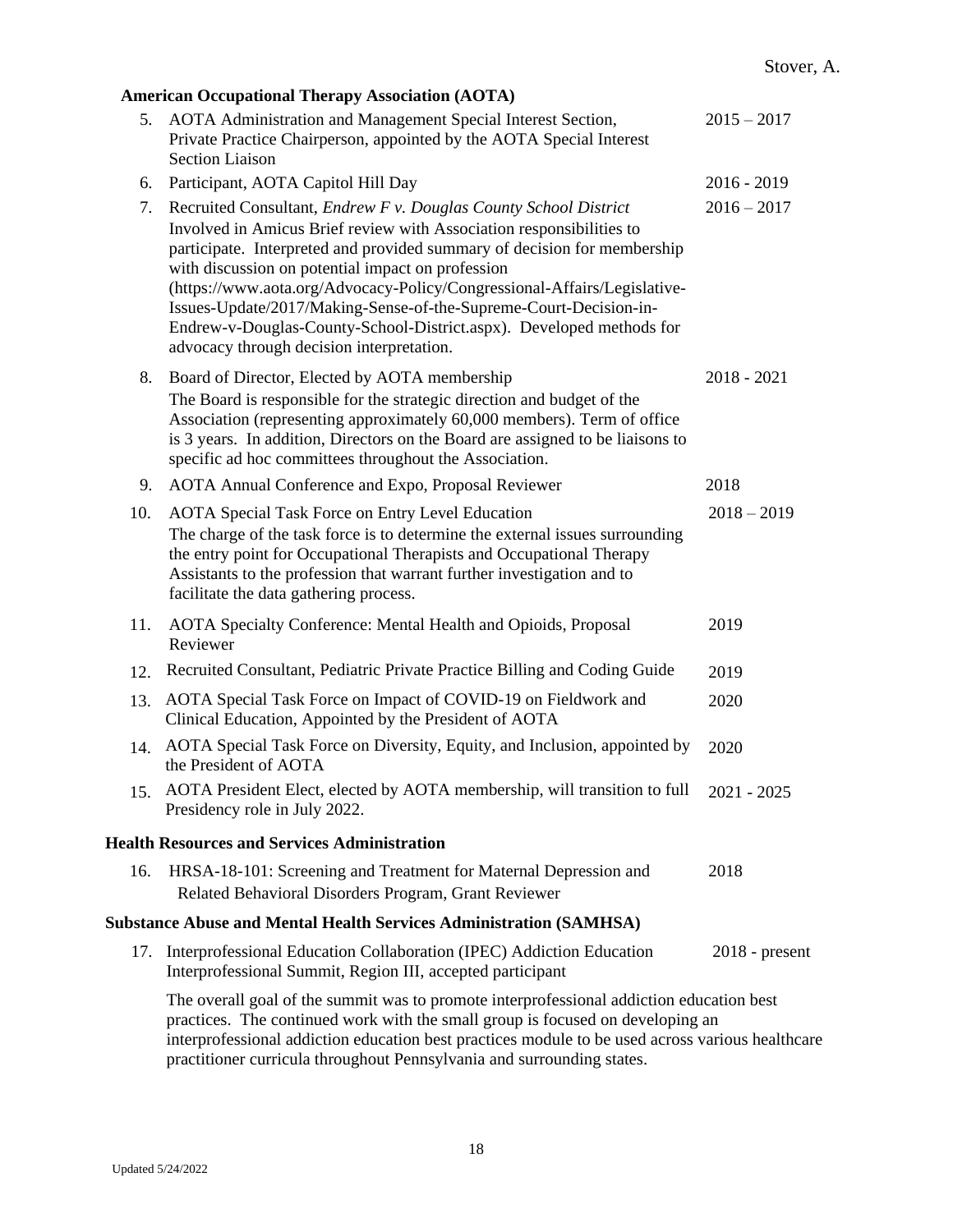**American Occupational Therapy Association (AOTA)**

5. AOTA Administration and Management Special Interest Section, Private Practice Chairperson, appointed by the AOTA Special Interest Section Liaison — 2015 – 2017
6. Participant, AOTA Capitol Hill Day — 2016 - 2019
7. Recruited Consultant, *Endrew F v. Douglas County School District* — 2016 – 2017
   Involved in Amicus Brief review with Association responsibilities to participate. Interpreted and provided summary of decision for membership with discussion on potential impact on profession (https://www.aota.org/Advocacy-Policy/Congressional-Affairs/Legislative-Issues-Update/2017/Making-Sense-of-the-Supreme-Court-Decision-in-Endrew-v-Douglas-County-School-District.aspx). Developed methods for advocacy through decision interpretation.
8. Board of Director, Elected by AOTA membership — 2018 - 2021
   The Board is responsible for the strategic direction and budget of the Association (representing approximately 60,000 members). Term of office is 3 years. In addition, Directors on the Board are assigned to be liaisons to specific ad hoc committees throughout the Association.
9. AOTA Annual Conference and Expo, Proposal Reviewer — 2018
10. AOTA Special Task Force on Entry Level Education — 2018 – 2019
    The charge of the task force is to determine the external issues surrounding the entry point for Occupational Therapists and Occupational Therapy Assistants to the profession that warrant further investigation and to facilitate the data gathering process.
11. AOTA Specialty Conference: Mental Health and Opioids, Proposal Reviewer — 2019
12. Recruited Consultant, Pediatric Private Practice Billing and Coding Guide — 2019
13. AOTA Special Task Force on Impact of COVID-19 on Fieldwork and Clinical Education, Appointed by the President of AOTA — 2020
14. AOTA Special Task Force on Diversity, Equity, and Inclusion, appointed by the President of AOTA — 2020
15. AOTA President Elect, elected by AOTA membership, will transition to full Presidency role in July 2022. — 2021 - 2025

**Health Resources and Services Administration**

16. HRSA-18-101: Screening and Treatment for Maternal Depression and Related Behavioral Disorders Program, Grant Reviewer — 2018

**Substance Abuse and Mental Health Services Administration (SAMHSA)**

17. Interprofessional Education Collaboration (IPEC) Addiction Education Interprofessional Summit, Region III, accepted participant — 2018 - present

    The overall goal of the summit was to promote interprofessional addiction education best practices. The continued work with the small group is focused on developing an interprofessional addiction education best practices module to be used across various healthcare practitioner curricula throughout Pennsylvania and surrounding states.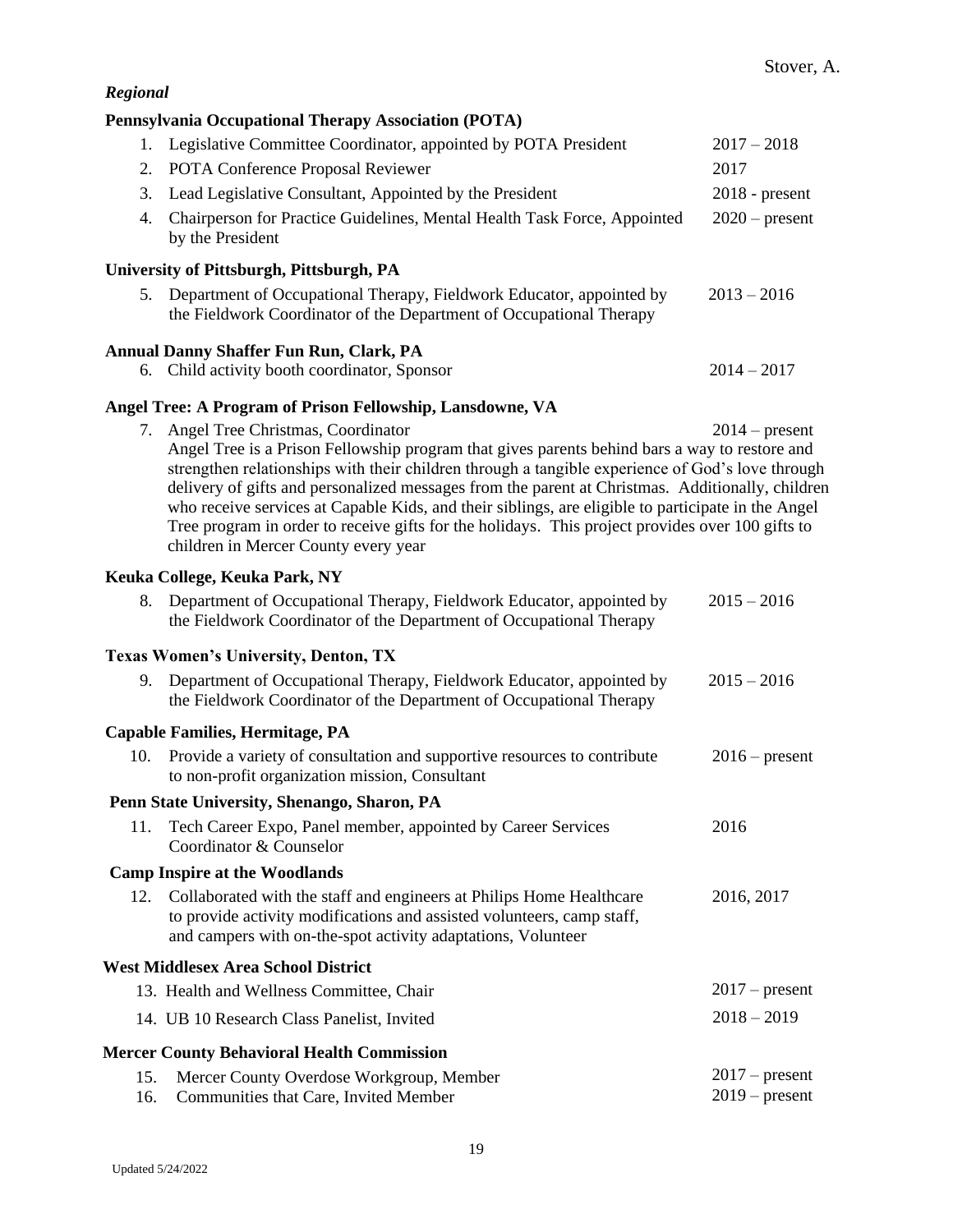***Regional***

**Pennsylvania Occupational Therapy Association (POTA)**

1. Legislative Committee Coordinator, appointed by POTA President — 2017 – 2018
2. POTA Conference Proposal Reviewer — 2017
3. Lead Legislative Consultant, Appointed by the President — 2018 - present
4. Chairperson for Practice Guidelines, Mental Health Task Force, Appointed by the President — 2020 – present

**University of Pittsburgh, Pittsburgh, PA**

5. Department of Occupational Therapy, Fieldwork Educator, appointed by the Fieldwork Coordinator of the Department of Occupational Therapy — 2013 – 2016

**Annual Danny Shaffer Fun Run, Clark, PA**

6. Child activity booth coordinator, Sponsor — 2014 – 2017

**Angel Tree: A Program of Prison Fellowship, Lansdowne, VA**

7. Angel Tree Christmas, Coordinator — 2014 – present
   Angel Tree is a Prison Fellowship program that gives parents behind bars a way to restore and strengthen relationships with their children through a tangible experience of God's love through delivery of gifts and personalized messages from the parent at Christmas. Additionally, children who receive services at Capable Kids, and their siblings, are eligible to participate in the Angel Tree program in order to receive gifts for the holidays. This project provides over 100 gifts to children in Mercer County every year

**Keuka College, Keuka Park, NY**

8. Department of Occupational Therapy, Fieldwork Educator, appointed by the Fieldwork Coordinator of the Department of Occupational Therapy — 2015 – 2016

**Texas Women's University, Denton, TX**

9. Department of Occupational Therapy, Fieldwork Educator, appointed by the Fieldwork Coordinator of the Department of Occupational Therapy — 2015 – 2016

**Capable Families, Hermitage, PA**

10. Provide a variety of consultation and supportive resources to contribute to non-profit organization mission, Consultant — 2016 – present

**Penn State University, Shenango, Sharon, PA**

11. Tech Career Expo, Panel member, appointed by Career Services Coordinator & Counselor — 2016

**Camp Inspire at the Woodlands**

12. Collaborated with the staff and engineers at Philips Home Healthcare to provide activity modifications and assisted volunteers, camp staff, and campers with on-the-spot activity adaptations, Volunteer — 2016, 2017

**West Middlesex Area School District**

13. Health and Wellness Committee, Chair — 2017 – present
14. UB 10 Research Class Panelist, Invited — 2018 – 2019

**Mercer County Behavioral Health Commission**

15. Mercer County Overdose Workgroup, Member — 2017 – present
16. Communities that Care, Invited Member — 2019 – present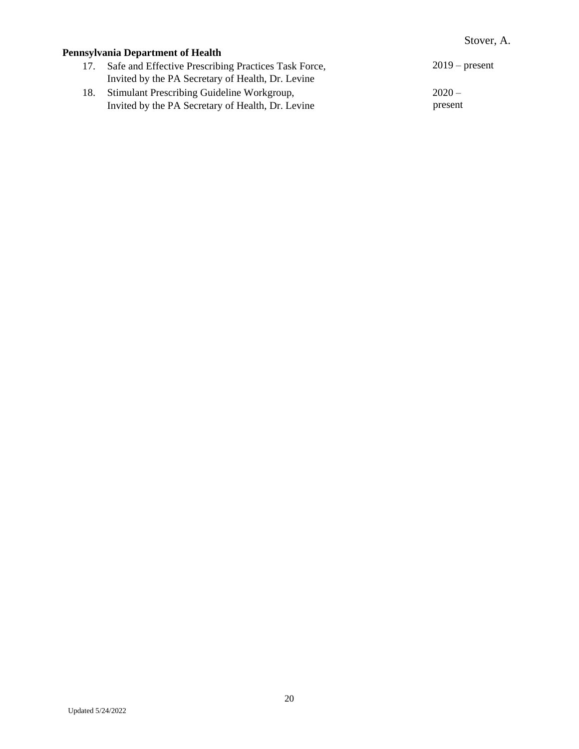**Pennsylvania Department of Health**

17. Safe and Effective Prescribing Practices Task Force, Invited by the PA Secretary of Health, Dr. Levine — 2019 – present
18. Stimulant Prescribing Guideline Workgroup, Invited by the PA Secretary of Health, Dr. Levine — 2020 – present

Updated 5/24/2022